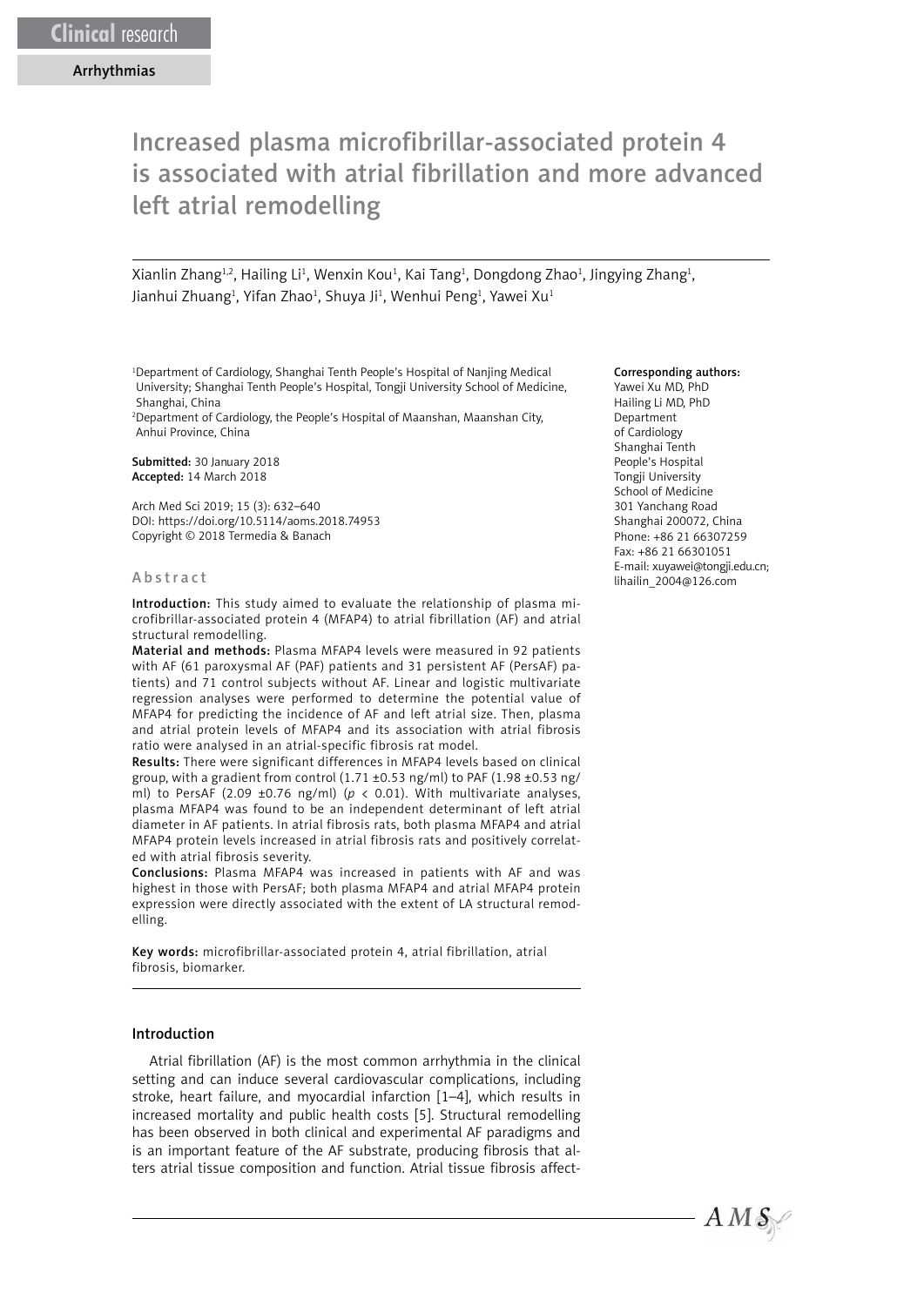Clinical research

Arrhythmias

# Increased plasma microfibrillar-associated protein 4 is associated with atrial fibrillation and more advanced left atrial remodelling

Xianlin Zhang[1,2], Hailing Li[1], Wenxin Kou[1], Kai Tang[1], Dongdong Zhao[1], Jingying Zhang[1], Jianhui Zhuang[1], Yifan Zhao[1], Shuya Ji[1], Wenhui Peng[1], Yawei Xu[1]

[1]Department of Cardiology, Shanghai Tenth People's Hospital of Nanjing Medical University; Shanghai Tenth People's Hospital, Tongji University School of Medicine, Shanghai, China
[2]Department of Cardiology, the People's Hospital of Maanshan, Maanshan City, Anhui Province, China

**Submitted:** 30 January 2018
**Accepted:** 14 March 2018

Arch Med Sci 2019; 15 (3): 632–640
DOI: https://doi.org/10.5114/aoms.2018.74953
Copyright © 2018 Termedia & Banach

**Corresponding authors:**
Yawei Xu MD, PhD
Hailing Li MD, PhD
Department of Cardiology
Shanghai Tenth People's Hospital
Tongji University School of Medicine
301 Yanchang Road
Shanghai 200072, China
Phone: +86 21 66307259
Fax: +86 21 66301051
E-mail: xuyawei@tongji.edu.cn; lihailin_2004@126.com

## Abstract

**Introduction:** This study aimed to evaluate the relationship of plasma microfibrillar-associated protein 4 (MFAP4) to atrial fibrillation (AF) and atrial structural remodelling.

**Material and methods:** Plasma MFAP4 levels were measured in 92 patients with AF (61 paroxysmal AF (PAF) patients and 31 persistent AF (PersAF) patients) and 71 control subjects without AF. Linear and logistic multivariate regression analyses were performed to determine the potential value of MFAP4 for predicting the incidence of AF and left atrial size. Then, plasma and atrial protein levels of MFAP4 and its association with atrial fibrosis ratio were analysed in an atrial-specific fibrosis rat model.

**Results:** There were significant differences in MFAP4 levels based on clinical group, with a gradient from control (1.71 ±0.53 ng/ml) to PAF (1.98 ±0.53 ng/ml) to PersAF (2.09 ±0.76 ng/ml) ($p < 0.01$). With multivariate analyses, plasma MFAP4 was found to be an independent determinant of left atrial diameter in AF patients. In atrial fibrosis rats, both plasma MFAP4 and atrial MFAP4 protein levels increased in atrial fibrosis rats and positively correlated with atrial fibrosis severity.

**Conclusions:** Plasma MFAP4 was increased in patients with AF and was highest in those with PersAF; both plasma MFAP4 and atrial MFAP4 protein expression were directly associated with the extent of LA structural remodelling.

**Key words:** microfibrillar-associated protein 4, atrial fibrillation, atrial fibrosis, biomarker.

## Introduction

Atrial fibrillation (AF) is the most common arrhythmia in the clinical setting and can induce several cardiovascular complications, including stroke, heart failure, and myocardial infarction [1–4], which results in increased mortality and public health costs [5]. Structural remodelling has been observed in both clinical and experimental AF paradigms and is an important feature of the AF substrate, producing fibrosis that alters atrial tissue composition and function. Atrial tissue fibrosis affect-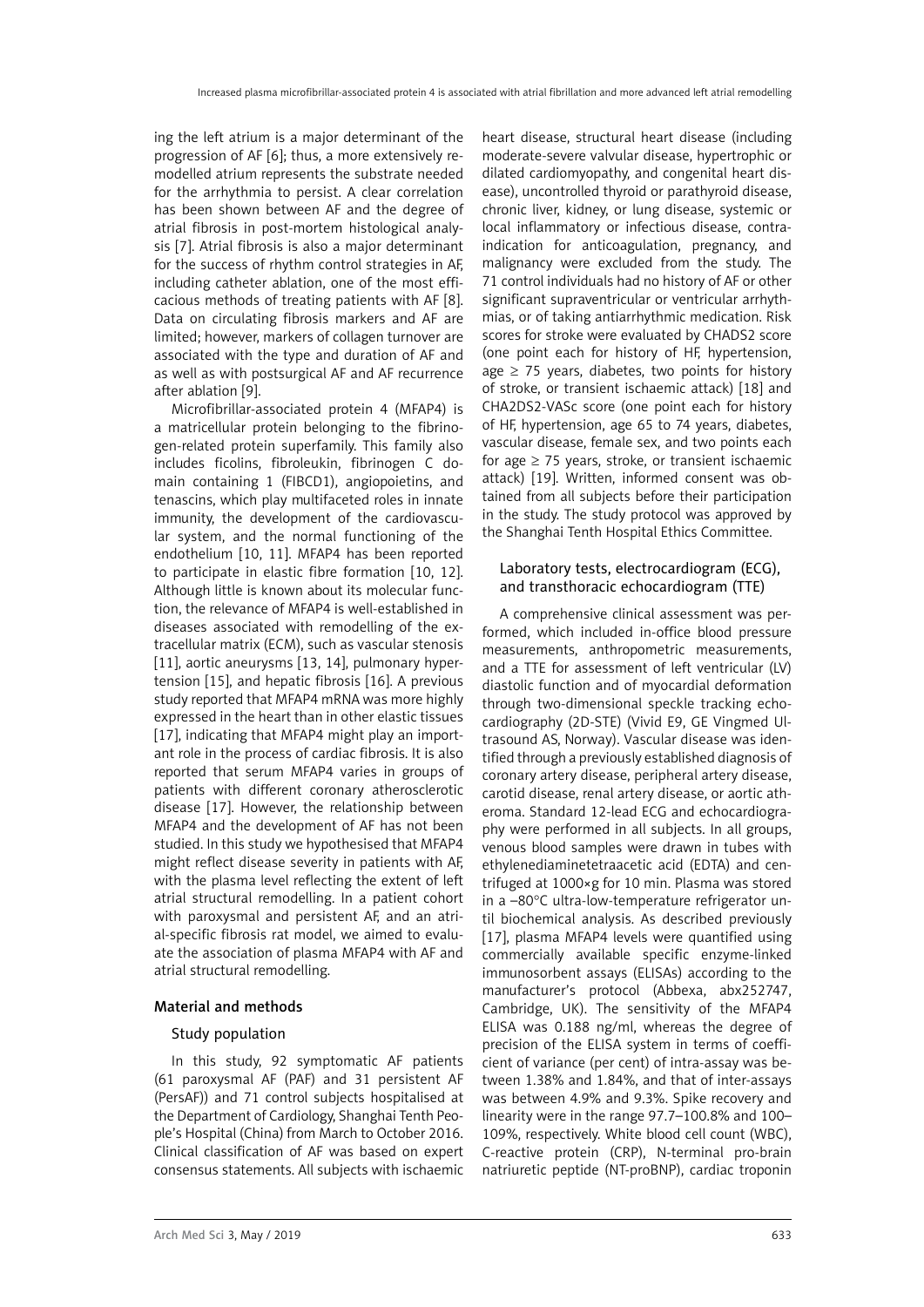ing the left atrium is a major determinant of the progression of AF [6]; thus, a more extensively remodelled atrium represents the substrate needed for the arrhythmia to persist. A clear correlation has been shown between AF and the degree of atrial fibrosis in post-mortem histological analysis [7]. Atrial fibrosis is also a major determinant for the success of rhythm control strategies in AF, including catheter ablation, one of the most efficacious methods of treating patients with AF [8]. Data on circulating fibrosis markers and AF are limited; however, markers of collagen turnover are associated with the type and duration of AF and as well as with postsurgical AF and AF recurrence after ablation [9].

Microfibrillar-associated protein 4 (MFAP4) is a matricellular protein belonging to the fibrinogen-related protein superfamily. This family also includes ficolins, fibroleukin, fibrinogen C domain containing 1 (FIBCD1), angiopoietins, and tenascins, which play multifaceted roles in innate immunity, the development of the cardiovascular system, and the normal functioning of the endothelium [10, 11]. MFAP4 has been reported to participate in elastic fibre formation [10, 12]. Although little is known about its molecular function, the relevance of MFAP4 is well-established in diseases associated with remodelling of the extracellular matrix (ECM), such as vascular stenosis [11], aortic aneurysms [13, 14], pulmonary hypertension [15], and hepatic fibrosis [16]. A previous study reported that MFAP4 mRNA was more highly expressed in the heart than in other elastic tissues [17], indicating that MFAP4 might play an important role in the process of cardiac fibrosis. It is also reported that serum MFAP4 varies in groups of patients with different coronary atherosclerotic disease [17]. However, the relationship between MFAP4 and the development of AF has not been studied. In this study we hypothesised that MFAP4 might reflect disease severity in patients with AF, with the plasma level reflecting the extent of left atrial structural remodelling. In a patient cohort with paroxysmal and persistent AF, and an atrial-specific fibrosis rat model, we aimed to evaluate the association of plasma MFAP4 with AF and atrial structural remodelling.

## Material and methods

### Study population

In this study, 92 symptomatic AF patients (61 paroxysmal AF (PAF) and 31 persistent AF (PersAF)) and 71 control subjects hospitalised at the Department of Cardiology, Shanghai Tenth People's Hospital (China) from March to October 2016. Clinical classification of AF was based on expert consensus statements. All subjects with ischaemic heart disease, structural heart disease (including moderate-severe valvular disease, hypertrophic or dilated cardiomyopathy, and congenital heart disease), uncontrolled thyroid or parathyroid disease, chronic liver, kidney, or lung disease, systemic or local inflammatory or infectious disease, contraindication for anticoagulation, pregnancy, and malignancy were excluded from the study. The 71 control individuals had no history of AF or other significant supraventricular or ventricular arrhythmias, or of taking antiarrhythmic medication. Risk scores for stroke were evaluated by CHADS2 score (one point each for history of HF, hypertension, age ≥ 75 years, diabetes, two points for history of stroke, or transient ischaemic attack) [18] and CHA2DS2-VASc score (one point each for history of HF, hypertension, age 65 to 74 years, diabetes, vascular disease, female sex, and two points each for age ≥ 75 years, stroke, or transient ischaemic attack) [19]. Written, informed consent was obtained from all subjects before their participation in the study. The study protocol was approved by the Shanghai Tenth Hospital Ethics Committee.

### Laboratory tests, electrocardiogram (ECG), and transthoracic echocardiogram (TTE)

A comprehensive clinical assessment was performed, which included in-office blood pressure measurements, anthropometric measurements, and a TTE for assessment of left ventricular (LV) diastolic function and of myocardial deformation through two-dimensional speckle tracking echocardiography (2D-STE) (Vivid E9, GE Vingmed Ultrasound AS, Norway). Vascular disease was identified through a previously established diagnosis of coronary artery disease, peripheral artery disease, carotid disease, renal artery disease, or aortic atheroma. Standard 12-lead ECG and echocardiography were performed in all subjects. In all groups, venous blood samples were drawn in tubes with ethylenediaminetetraacetic acid (EDTA) and centrifuged at 1000×g for 10 min. Plasma was stored in a –80°C ultra-low-temperature refrigerator until biochemical analysis. As described previously [17], plasma MFAP4 levels were quantified using commercially available specific enzyme-linked immunosorbent assays (ELISAs) according to the manufacturer's protocol (Abbexa, abx252747, Cambridge, UK). The sensitivity of the MFAP4 ELISA was 0.188 ng/ml, whereas the degree of precision of the ELISA system in terms of coefficient of variance (per cent) of intra-assay was between 1.38% and 1.84%, and that of inter-assays was between 4.9% and 9.3%. Spike recovery and linearity were in the range 97.7–100.8% and 100–109%, respectively. White blood cell count (WBC), C-reactive protein (CRP), N-terminal pro-brain natriuretic peptide (NT-proBNP), cardiac troponin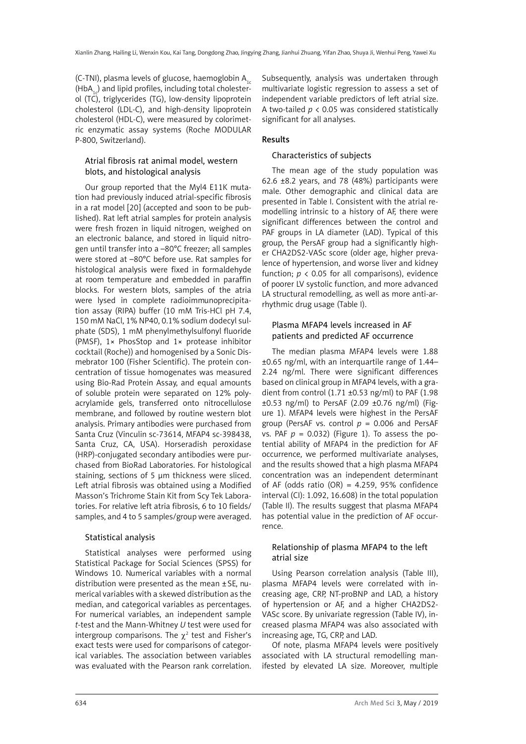(C-TNI), plasma levels of glucose, haemoglobin $A_{1c}$ ($HbA_{1c}$) and lipid profiles, including total cholesterol (TC), triglycerides (TG), low-density lipoprotein cholesterol (LDL-C), and high-density lipoprotein cholesterol (HDL-C), were measured by colorimetric enzymatic assay systems (Roche MODULAR P-800, Switzerland).

### Atrial fibrosis rat animal model, western blots, and histological analysis

Our group reported that the Myl4 E11K mutation had previously induced atrial-specific fibrosis in a rat model [20] (accepted and soon to be published). Rat left atrial samples for protein analysis were fresh frozen in liquid nitrogen, weighed on an electronic balance, and stored in liquid nitrogen until transfer into a –80°C freezer; all samples were stored at –80°C before use. Rat samples for histological analysis were fixed in formaldehyde at room temperature and embedded in paraffin blocks. For western blots, samples of the atria were lysed in complete radioimmunoprecipitation assay (RIPA) buffer (10 mM Tris-HCl pH 7.4, 150 mM NaCl, 1% NP40, 0.1% sodium dodecyl sulphate (SDS), 1 mM phenylmethylsulfonyl fluoride (PMSF), 1× PhosStop and 1× protease inhibitor cocktail (Roche)) and homogenised by a Sonic Dismebrator 100 (Fisher Scientific). The protein concentration of tissue homogenates was measured using Bio-Rad Protein Assay, and equal amounts of soluble protein were separated on 12% polyacrylamide gels, transferred onto nitrocellulose membrane, and followed by routine western blot analysis. Primary antibodies were purchased from Santa Cruz (Vinculin sc-73614, MFAP4 sc-398438, Santa Cruz, CA, USA). Horseradish peroxidase (HRP)-conjugated secondary antibodies were purchased from BioRad Laboratories. For histological staining, sections of 5 µm thickness were sliced. Left atrial fibrosis was obtained using a Modified Masson's Trichrome Stain Kit from Scy Tek Laboratories. For relative left atria fibrosis, 6 to 10 fields/samples, and 4 to 5 samples/group were averaged.

### Statistical analysis

Statistical analyses were performed using Statistical Package for Social Sciences (SPSS) for Windows 10. Numerical variables with a normal distribution were presented as the mean ± SE, numerical variables with a skewed distribution as the median, and categorical variables as percentages. For numerical variables, an independent sample *t*-test and the Mann-Whitney *U* test were used for intergroup comparisons. The $\chi^2$ test and Fisher's exact tests were used for comparisons of categorical variables. The association between variables was evaluated with the Pearson rank correlation. Subsequently, analysis was undertaken through multivariate logistic regression to assess a set of independent variable predictors of left atrial size. A two-tailed $p < 0.05$ was considered statistically significant for all analyses.

## Results

### Characteristics of subjects

The mean age of the study population was 62.6 ±8.2 years, and 78 (48%) participants were male. Other demographic and clinical data are presented in Table I. Consistent with the atrial remodelling intrinsic to a history of AF, there were significant differences between the control and PAF groups in LA diameter (LAD). Typical of this group, the PersAF group had a significantly higher CHA2DS2-VASc score (older age, higher prevalence of hypertension, and worse liver and kidney function; $p < 0.05$ for all comparisons), evidence of poorer LV systolic function, and more advanced LA structural remodelling, as well as more anti-arrhythmic drug usage (Table I).

### Plasma MFAP4 levels increased in AF patients and predicted AF occurrence

The median plasma MFAP4 levels were 1.88 ±0.65 ng/ml, with an interquartile range of 1.44–2.24 ng/ml. There were significant differences based on clinical group in MFAP4 levels, with a gradient from control (1.71 ±0.53 ng/ml) to PAF (1.98 ±0.53 ng/ml) to PersAF (2.09 ±0.76 ng/ml) (Figure 1). MFAP4 levels were highest in the PersAF group (PersAF vs. control $p = 0.006$ and PersAF vs. PAF $p = 0.032$) (Figure 1). To assess the potential ability of MFAP4 in the prediction for AF occurrence, we performed multivariate analyses, and the results showed that a high plasma MFAP4 concentration was an independent determinant of AF (odds ratio (OR) = 4.259, 95% confidence interval (CI): 1.092, 16.608) in the total population (Table II). The results suggest that plasma MFAP4 has potential value in the prediction of AF occurrence.

### Relationship of plasma MFAP4 to the left atrial size

Using Pearson correlation analysis (Table III), plasma MFAP4 levels were correlated with increasing age, CRP, NT-proBNP and LAD, a history of hypertension or AF, and a higher CHA2DS2-VASc score. By univariate regression (Table IV), increased plasma MFAP4 was also associated with increasing age, TG, CRP, and LAD.

Of note, plasma MFAP4 levels were positively associated with LA structural remodelling manifested by elevated LA size. Moreover, multiple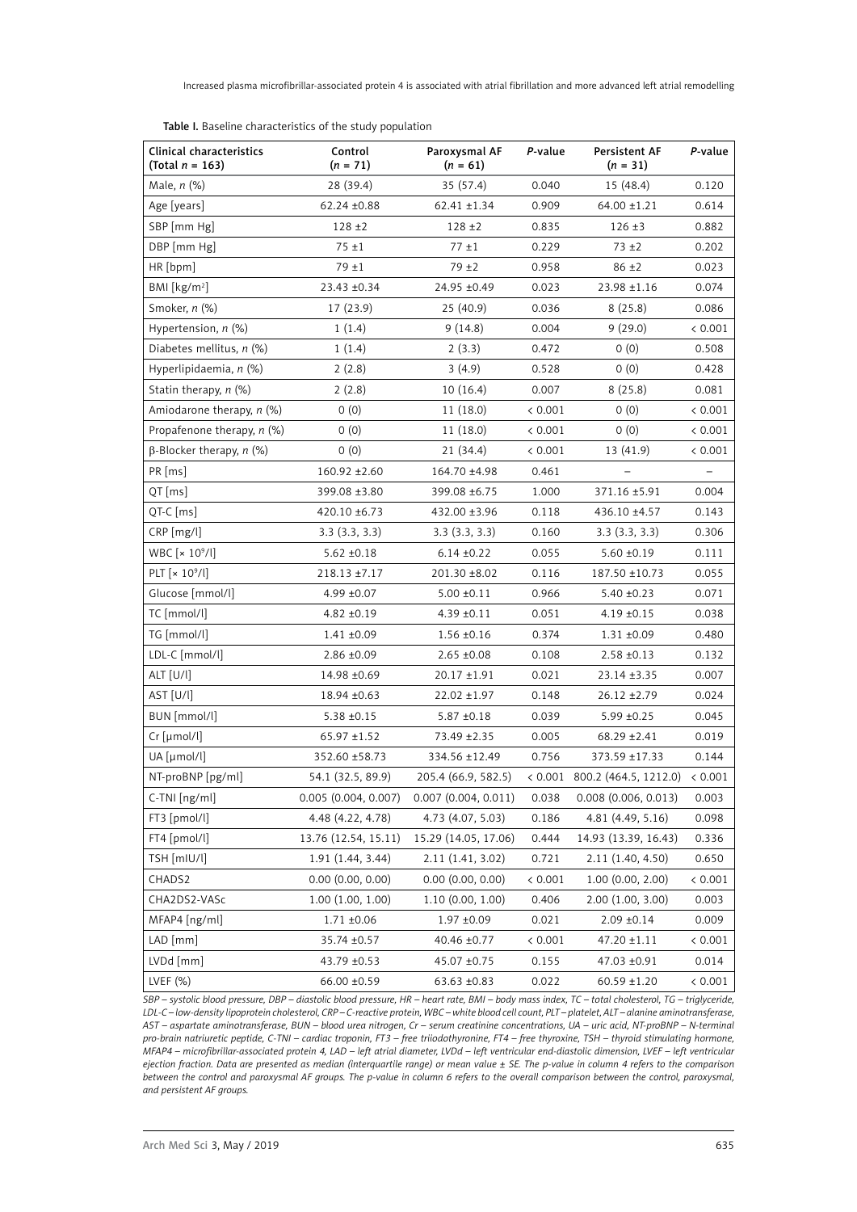**Table I.** Baseline characteristics of the study population

| Clinical characteristics (Total *n* = 163) | Control (*n* = 71) | Paroxysmal AF (*n* = 61) | *P*-value | Persistent AF (*n* = 31) | *P*-value |
|---|---|---|---|---|---|
| Male, *n* (%) | 28 (39.4) | 35 (57.4) | 0.040 | 15 (48.4) | 0.120 |
| Age [years] | 62.24 ±0.88 | 62.41 ±1.34 | 0.909 | 64.00 ±1.21 | 0.614 |
| SBP [mm Hg] | 128 ±2 | 128 ±2 | 0.835 | 126 ±3 | 0.882 |
| DBP [mm Hg] | 75 ±1 | 77 ±1 | 0.229 | 73 ±2 | 0.202 |
| HR [bpm] | 79 ±1 | 79 ±2 | 0.958 | 86 ±2 | 0.023 |
| BMI [kg/m$^2$] | 23.43 ±0.34 | 24.95 ±0.49 | 0.023 | 23.98 ±1.16 | 0.074 |
| Smoker, *n* (%) | 17 (23.9) | 25 (40.9) | 0.036 | 8 (25.8) | 0.086 |
| Hypertension, *n* (%) | 1 (1.4) | 9 (14.8) | 0.004 | 9 (29.0) | < 0.001 |
| Diabetes mellitus, *n* (%) | 1 (1.4) | 2 (3.3) | 0.472 | 0 (0) | 0.508 |
| Hyperlipidaemia, *n* (%) | 2 (2.8) | 3 (4.9) | 0.528 | 0 (0) | 0.428 |
| Statin therapy, *n* (%) | 2 (2.8) | 10 (16.4) | 0.007 | 8 (25.8) | 0.081 |
| Amiodarone therapy, *n* (%) | 0 (0) | 11 (18.0) | < 0.001 | 0 (0) | < 0.001 |
| Propafenone therapy, *n* (%) | 0 (0) | 11 (18.0) | < 0.001 | 0 (0) | < 0.001 |
| β-Blocker therapy, *n* (%) | 0 (0) | 21 (34.4) | < 0.001 | 13 (41.9) | < 0.001 |
| PR [ms] | 160.92 ±2.60 | 164.70 ±4.98 | 0.461 | – | – |
| QT [ms] | 399.08 ±3.80 | 399.08 ±6.75 | 1.000 | 371.16 ±5.91 | 0.004 |
| QT-C [ms] | 420.10 ±6.73 | 432.00 ±3.96 | 0.118 | 436.10 ±4.57 | 0.143 |
| CRP [mg/l] | 3.3 (3.3, 3.3) | 3.3 (3.3, 3.3) | 0.160 | 3.3 (3.3, 3.3) | 0.306 |
| WBC [× 10$^9$/l] | 5.62 ±0.18 | 6.14 ±0.22 | 0.055 | 5.60 ±0.19 | 0.111 |
| PLT [× 10$^9$/l] | 218.13 ±7.17 | 201.30 ±8.02 | 0.116 | 187.50 ±10.73 | 0.055 |
| Glucose [mmol/l] | 4.99 ±0.07 | 5.00 ±0.11 | 0.966 | 5.40 ±0.23 | 0.071 |
| TC [mmol/l] | 4.82 ±0.19 | 4.39 ±0.11 | 0.051 | 4.19 ±0.15 | 0.038 |
| TG [mmol/l] | 1.41 ±0.09 | 1.56 ±0.16 | 0.374 | 1.31 ±0.09 | 0.480 |
| LDL-C [mmol/l] | 2.86 ±0.09 | 2.65 ±0.08 | 0.108 | 2.58 ±0.13 | 0.132 |
| ALT [U/l] | 14.98 ±0.69 | 20.17 ±1.91 | 0.021 | 23.14 ±3.35 | 0.007 |
| AST [U/l] | 18.94 ±0.63 | 22.02 ±1.97 | 0.148 | 26.12 ±2.79 | 0.024 |
| BUN [mmol/l] | 5.38 ±0.15 | 5.87 ±0.18 | 0.039 | 5.99 ±0.25 | 0.045 |
| Cr [μmol/l] | 65.97 ±1.52 | 73.49 ±2.35 | 0.005 | 68.29 ±2.41 | 0.019 |
| UA [μmol/l] | 352.60 ±58.73 | 334.56 ±12.49 | 0.756 | 373.59 ±17.33 | 0.144 |
| NT-proBNP [pg/ml] | 54.1 (32.5, 89.9) | 205.4 (66.9, 582.5) | < 0.001 | 800.2 (464.5, 1212.0) | < 0.001 |
| C-TNI [ng/ml] | 0.005 (0.004, 0.007) | 0.007 (0.004, 0.011) | 0.038 | 0.008 (0.006, 0.013) | 0.003 |
| FT3 [pmol/l] | 4.48 (4.22, 4.78) | 4.73 (4.07, 5.03) | 0.186 | 4.81 (4.49, 5.16) | 0.098 |
| FT4 [pmol/l] | 13.76 (12.54, 15.11) | 15.29 (14.05, 17.06) | 0.444 | 14.93 (13.39, 16.43) | 0.336 |
| TSH [mIU/l] | 1.91 (1.44, 3.44) | 2.11 (1.41, 3.02) | 0.721 | 2.11 (1.40, 4.50) | 0.650 |
| CHADS2 | 0.00 (0.00, 0.00) | 0.00 (0.00, 0.00) | < 0.001 | 1.00 (0.00, 2.00) | < 0.001 |
| CHA2DS2-VASc | 1.00 (1.00, 1.00) | 1.10 (0.00, 1.00) | 0.406 | 2.00 (1.00, 3.00) | 0.003 |
| MFAP4 [ng/ml] | 1.71 ±0.06 | 1.97 ±0.09 | 0.021 | 2.09 ±0.14 | 0.009 |
| LAD [mm] | 35.74 ±0.57 | 40.46 ±0.77 | < 0.001 | 47.20 ±1.11 | < 0.001 |
| LVDd [mm] | 43.79 ±0.53 | 45.07 ±0.75 | 0.155 | 47.03 ±0.91 | 0.014 |
| LVEF (%) | 66.00 ±0.59 | 63.63 ±0.83 | 0.022 | 60.59 ±1.20 | < 0.001 |

*SBP – systolic blood pressure, DBP – diastolic blood pressure, HR – heart rate, BMI – body mass index, TC – total cholesterol, TG – triglyceride, LDL-C – low-density lipoprotein cholesterol, CRP – C-reactive protein, WBC – white blood cell count, PLT – platelet, ALT – alanine aminotransferase, AST – aspartate aminotransferase, BUN – blood urea nitrogen, Cr – serum creatinine concentrations, UA – uric acid, NT-proBNP – N-terminal pro-brain natriuretic peptide, C-TNI – cardiac troponin, FT3 – free triiodothyronine, FT4 – free thyroxine, TSH – thyroid stimulating hormone, MFAP4 – microfibrillar-associated protein 4, LAD – left atrial diameter, LVDd – left ventricular end-diastolic dimension, LVEF – left ventricular ejection fraction. Data are presented as median (interquartile range) or mean value ± SE. The p-value in column 4 refers to the comparison between the control and paroxysmal AF groups. The p-value in column 6 refers to the overall comparison between the control, paroxysmal, and persistent AF groups.*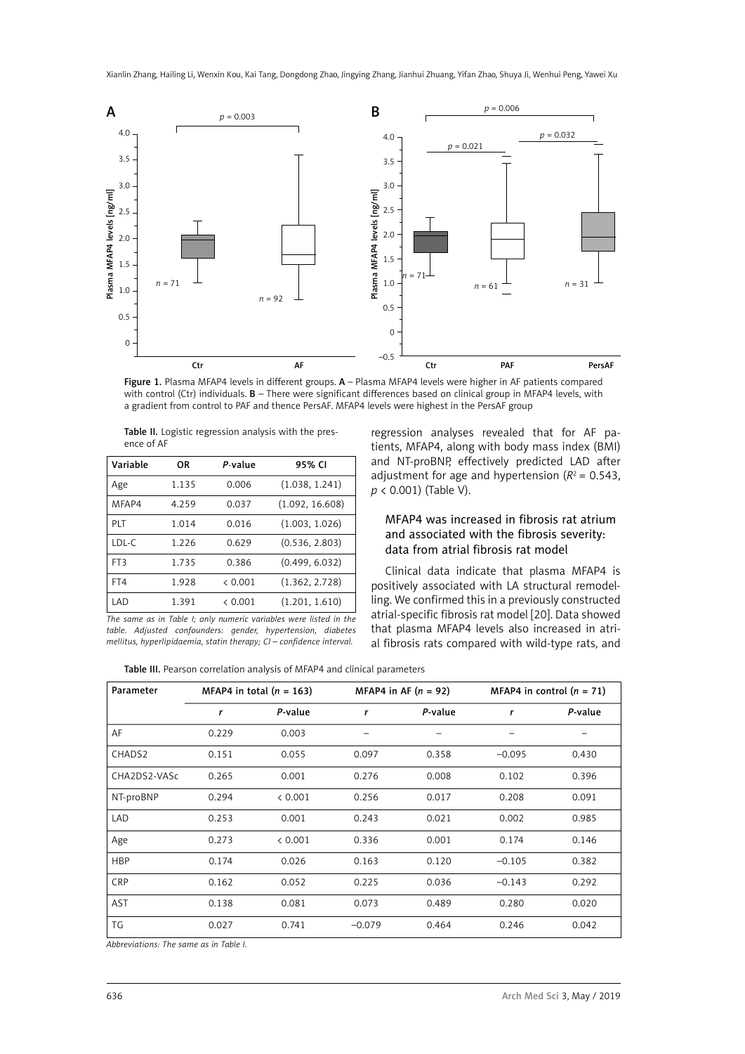Figure 1. Plasma MFAP4 levels in different groups. **A** – Plasma MFAP4 levels were higher in AF patients compared with control (Ctr) individuals. **B** – There were significant differences based on clinical group in MFAP4 levels, with a gradient from control to PAF and thence PersAF. MFAP4 levels were highest in the PersAF group

**Table II.** Logistic regression analysis with the presence of AF

| Variable | OR | *P*-value | 95% CI |
|---|---|---|---|
| Age | 1.135 | 0.006 | (1.038, 1.241) |
| MFAP4 | 4.259 | 0.037 | (1.092, 16.608) |
| PLT | 1.014 | 0.016 | (1.003, 1.026) |
| LDL-C | 1.226 | 0.629 | (0.536, 2.803) |
| FT3 | 1.735 | 0.386 | (0.499, 6.032) |
| FT4 | 1.928 | < 0.001 | (1.362, 2.728) |
| LAD | 1.391 | < 0.001 | (1.201, 1.610) |

*The same as in Table I; only numeric variables were listed in the table. Adjusted confounders: gender, hypertension, diabetes mellitus, hyperlipidaemia, statin therapy; CI – confidence interval.*

regression analyses revealed that for AF patients, MFAP4, along with body mass index (BMI) and NT-proBNP, effectively predicted LAD after adjustment for age and hypertension ($R^2 = 0.543$, $p < 0.001$) (Table V).

### MFAP4 was increased in fibrosis rat atrium and associated with the fibrosis severity: data from atrial fibrosis rat model

Clinical data indicate that plasma MFAP4 is positively associated with LA structural remodelling. We confirmed this in a previously constructed atrial-specific fibrosis rat model [20]. Data showed that plasma MFAP4 levels also increased in atrial fibrosis rats compared with wild-type rats, and

**Table III.** Pearson correlation analysis of MFAP4 and clinical parameters

| Parameter | MFAP4 in total (*n* = 163) | | MFAP4 in AF (*n* = 92) | | MFAP4 in control (*n* = 71) | |
|---|---|---|---|---|---|---|
| | *r* | *P*-value | *r* | *P*-value | *r* | *P*-value |
| AF | 0.229 | 0.003 | – | – | – | – |
| CHADS2 | 0.151 | 0.055 | 0.097 | 0.358 | –0.095 | 0.430 |
| CHA2DS2-VASc | 0.265 | 0.001 | 0.276 | 0.008 | 0.102 | 0.396 |
| NT-proBNP | 0.294 | < 0.001 | 0.256 | 0.017 | 0.208 | 0.091 |
| LAD | 0.253 | 0.001 | 0.243 | 0.021 | 0.002 | 0.985 |
| Age | 0.273 | < 0.001 | 0.336 | 0.001 | 0.174 | 0.146 |
| HBP | 0.174 | 0.026 | 0.163 | 0.120 | –0.105 | 0.382 |
| CRP | 0.162 | 0.052 | 0.225 | 0.036 | –0.143 | 0.292 |
| AST | 0.138 | 0.081 | 0.073 | 0.489 | 0.280 | 0.020 |
| TG | 0.027 | 0.741 | –0.079 | 0.464 | 0.246 | 0.042 |

*Abbreviations: The same as in Table I.*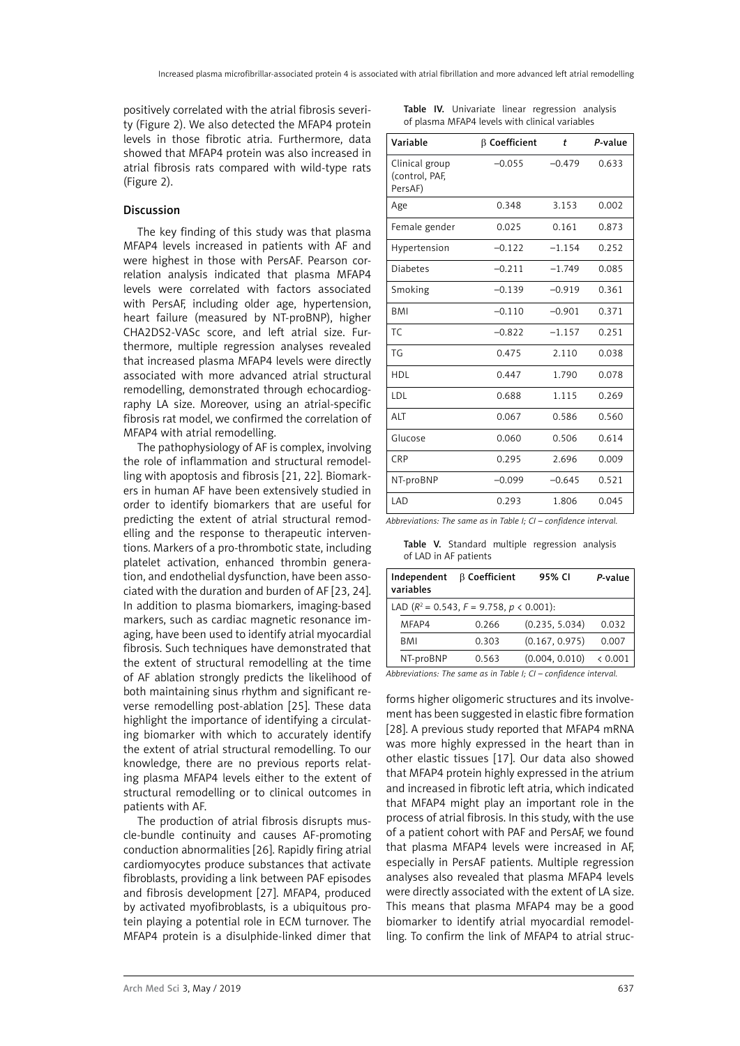positively correlated with the atrial fibrosis severity (Figure 2). We also detected the MFAP4 protein levels in those fibrotic atria. Furthermore, data showed that MFAP4 protein was also increased in atrial fibrosis rats compared with wild-type rats (Figure 2).

## Discussion

The key finding of this study was that plasma MFAP4 levels increased in patients with AF and were highest in those with PersAF. Pearson correlation analysis indicated that plasma MFAP4 levels were correlated with factors associated with PersAF, including older age, hypertension, heart failure (measured by NT-proBNP), higher CHA2DS2-VASc score, and left atrial size. Furthermore, multiple regression analyses revealed that increased plasma MFAP4 levels were directly associated with more advanced atrial structural remodelling, demonstrated through echocardiography LA size. Moreover, using an atrial-specific fibrosis rat model, we confirmed the correlation of MFAP4 with atrial remodelling.

The pathophysiology of AF is complex, involving the role of inflammation and structural remodelling with apoptosis and fibrosis [21, 22]. Biomarkers in human AF have been extensively studied in order to identify biomarkers that are useful for predicting the extent of atrial structural remodelling and the response to therapeutic interventions. Markers of a pro-thrombotic state, including platelet activation, enhanced thrombin generation, and endothelial dysfunction, have been associated with the duration and burden of AF [23, 24]. In addition to plasma biomarkers, imaging-based markers, such as cardiac magnetic resonance imaging, have been used to identify atrial myocardial fibrosis. Such techniques have demonstrated that the extent of structural remodelling at the time of AF ablation strongly predicts the likelihood of both maintaining sinus rhythm and significant reverse remodelling post-ablation [25]. These data highlight the importance of identifying a circulating biomarker with which to accurately identify the extent of atrial structural remodelling. To our knowledge, there are no previous reports relating plasma MFAP4 levels either to the extent of structural remodelling or to clinical outcomes in patients with AF.

The production of atrial fibrosis disrupts muscle-bundle continuity and causes AF-promoting conduction abnormalities [26]. Rapidly firing atrial cardiomyocytes produce substances that activate fibroblasts, providing a link between PAF episodes and fibrosis development [27]. MFAP4, produced by activated myofibroblasts, is a ubiquitous protein playing a potential role in ECM turnover. The MFAP4 protein is a disulphide-linked dimer that forms higher oligomeric structures and its involvement has been suggested in elastic fibre formation [28]. A previous study reported that MFAP4 mRNA was more highly expressed in the heart than in other elastic tissues [17]. Our data also showed that MFAP4 protein highly expressed in the atrium and increased in fibrotic left atria, which indicated that MFAP4 might play an important role in the process of atrial fibrosis. In this study, with the use of a patient cohort with PAF and PersAF, we found that plasma MFAP4 levels were increased in AF, especially in PersAF patients. Multiple regression analyses also revealed that plasma MFAP4 levels were directly associated with the extent of LA size. This means that plasma MFAP4 may be a good biomarker to identify atrial myocardial remodelling. To confirm the link of MFAP4 to atrial struc-

**Table IV.** Univariate linear regression analysis of plasma MFAP4 levels with clinical variables

| Variable | β Coefficient | *t* | *P*-value |
|---|---|---|---|
| Clinical group (control, PAF, PersAF) | –0.055 | –0.479 | 0.633 |
| Age | 0.348 | 3.153 | 0.002 |
| Female gender | 0.025 | 0.161 | 0.873 |
| Hypertension | –0.122 | –1.154 | 0.252 |
| Diabetes | –0.211 | –1.749 | 0.085 |
| Smoking | –0.139 | –0.919 | 0.361 |
| BMI | –0.110 | –0.901 | 0.371 |
| TC | –0.822 | –1.157 | 0.251 |
| TG | 0.475 | 2.110 | 0.038 |
| HDL | 0.447 | 1.790 | 0.078 |
| LDL | 0.688 | 1.115 | 0.269 |
| ALT | 0.067 | 0.586 | 0.560 |
| Glucose | 0.060 | 0.506 | 0.614 |
| CRP | 0.295 | 2.696 | 0.009 |
| NT-proBNP | –0.099 | –0.645 | 0.521 |
| LAD | 0.293 | 1.806 | 0.045 |

*Abbreviations: The same as in Table I; CI – confidence interval.*

**Table V.** Standard multiple regression analysis of LAD in AF patients

| Independent variables | β Coefficient | 95% CI | *P*-value |
|---|---|---|---|
| LAD ($R^2 = 0.543$, $F = 9.758$, $p < 0.001$): | | | |
| MFAP4 | 0.266 | (0.235, 5.034) | 0.032 |
| BMI | 0.303 | (0.167, 0.975) | 0.007 |
| NT-proBNP | 0.563 | (0.004, 0.010) | < 0.001 |

*Abbreviations: The same as in Table I; CI – confidence interval.*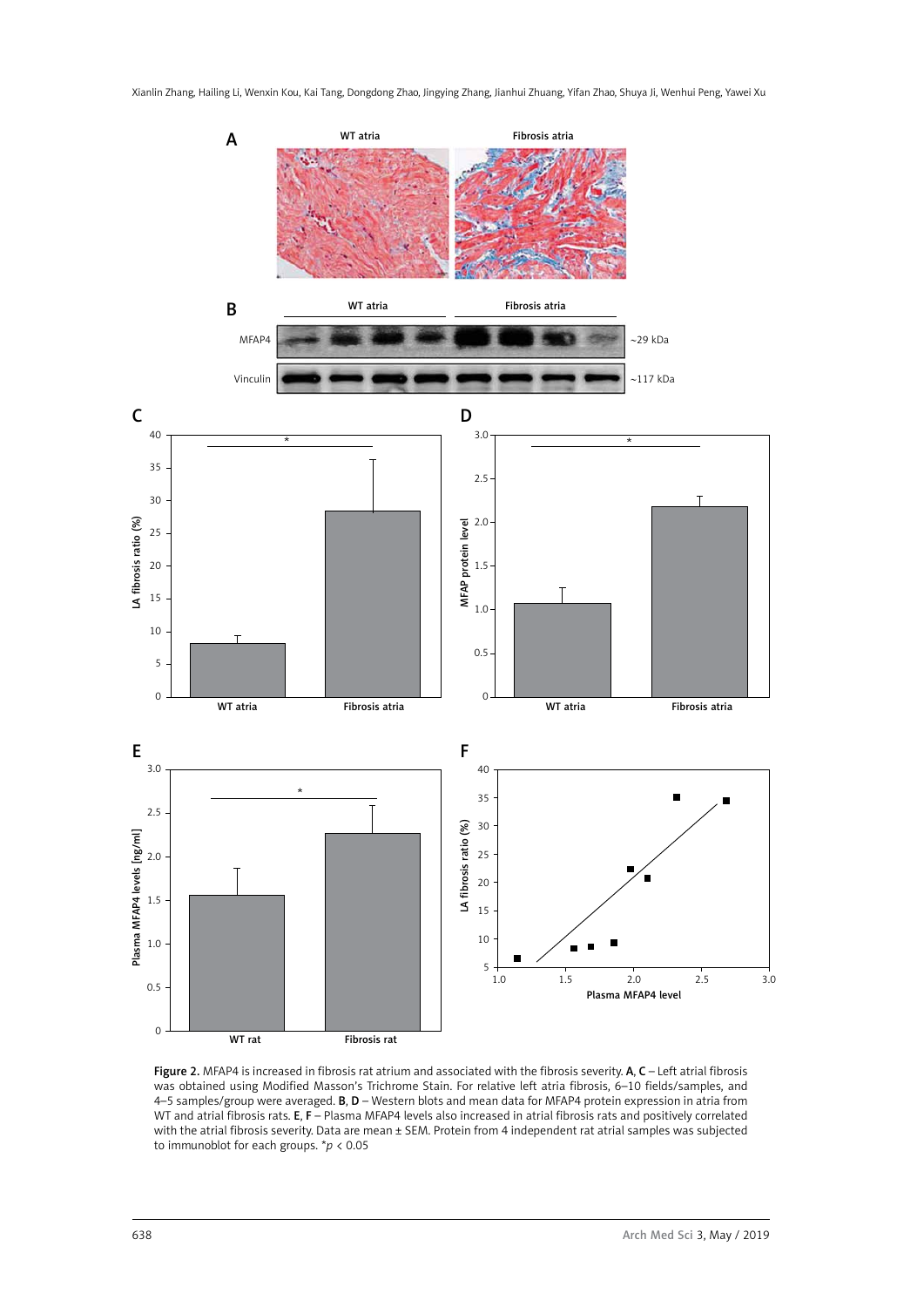Figure 2. MFAP4 is increased in fibrosis rat atrium and associated with the fibrosis severity. A, C – Left atrial fibrosis was obtained using Modified Masson's Trichrome Stain. For relative left atria fibrosis, 6–10 fields/samples, and 4–5 samples/group were averaged. B, D – Western blots and mean data for MFAP4 protein expression in atria from WT and atrial fibrosis rats. E, F – Plasma MFAP4 levels also increased in atrial fibrosis rats and positively correlated with the atrial fibrosis severity. Data are mean ± SEM. Protein from 4 independent rat atrial samples was subjected to immunoblot for each groups. $^*p < 0.05$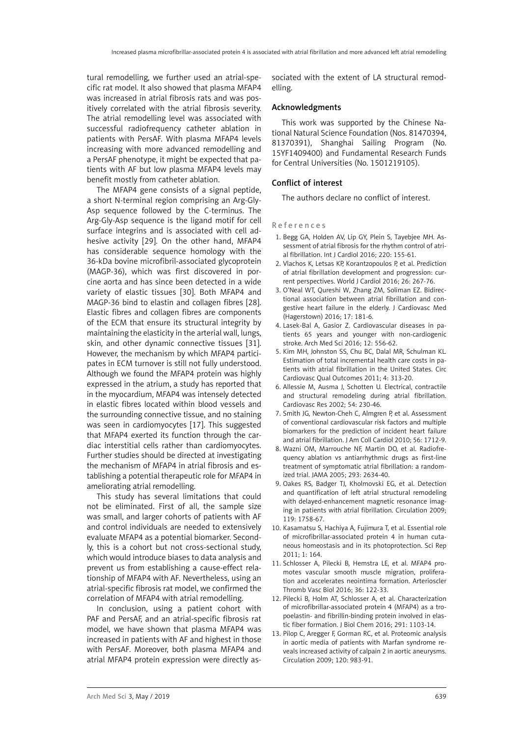tural remodelling, we further used an atrial-specific rat model. It also showed that plasma MFAP4 was increased in atrial fibrosis rats and was positively correlated with the atrial fibrosis severity. The atrial remodelling level was associated with successful radiofrequency catheter ablation in patients with PersAF. With plasma MFAP4 levels increasing with more advanced remodelling and a PersAF phenotype, it might be expected that patients with AF but low plasma MFAP4 levels may benefit mostly from catheter ablation.

The MFAP4 gene consists of a signal peptide, a short N-terminal region comprising an Arg-Gly-Asp sequence followed by the C-terminus. The Arg-Gly-Asp sequence is the ligand motif for cell surface integrins and is associated with cell adhesive activity [29]. On the other hand, MFAP4 has considerable sequence homology with the 36-kDa bovine microfibril-associated glycoprotein (MAGP-36), which was first discovered in porcine aorta and has since been detected in a wide variety of elastic tissues [30]. Both MFAP4 and MAGP-36 bind to elastin and collagen fibres [28]. Elastic fibres and collagen fibres are components of the ECM that ensure its structural integrity by maintaining the elasticity in the arterial wall, lungs, skin, and other dynamic connective tissues [31]. However, the mechanism by which MFAP4 participates in ECM turnover is still not fully understood. Although we found the MFAP4 protein was highly expressed in the atrium, a study has reported that in the myocardium, MFAP4 was intensely detected in elastic fibres located within blood vessels and the surrounding connective tissue, and no staining was seen in cardiomyocytes [17]. This suggested that MFAP4 exerted its function through the cardiac interstitial cells rather than cardiomyocytes. Further studies should be directed at investigating the mechanism of MFAP4 in atrial fibrosis and establishing a potential therapeutic role for MFAP4 in ameliorating atrial remodelling.

This study has several limitations that could not be eliminated. First of all, the sample size was small, and larger cohorts of patients with AF and control individuals are needed to extensively evaluate MFAP4 as a potential biomarker. Secondly, this is a cohort but not cross-sectional study, which would introduce biases to data analysis and prevent us from establishing a cause-effect relationship of MFAP4 with AF. Nevertheless, using an atrial-specific fibrosis rat model, we confirmed the correlation of MFAP4 with atrial remodelling.

In conclusion, using a patient cohort with PAF and PersAF, and an atrial-specific fibrosis rat model, we have shown that plasma MFAP4 was increased in patients with AF and highest in those with PersAF. Moreover, both plasma MFAP4 and atrial MFAP4 protein expression were directly associated with the extent of LA structural remodelling.

## Acknowledgments

This work was supported by the Chinese National Natural Science Foundation (Nos. 81470394, 81370391), Shanghai Sailing Program (No. 15YF1409400) and Fundamental Research Funds for Central Universities (No. 1501219105).

## Conflict of interest

The authors declare no conflict of interest.

## References

1. Begg GA, Holden AV, Lip GY, Plein S, Tayebjee MH. Assessment of atrial fibrosis for the rhythm control of atrial fibrillation. Int J Cardiol 2016; 220: 155-61.
2. Vlachos K, Letsas KP, Korantzopoulos P, et al. Prediction of atrial fibrillation development and progression: current perspectives. World J Cardiol 2016; 26: 267-76.
3. O'Neal WT, Qureshi W, Zhang ZM, Soliman EZ. Bidirectional association between atrial fibrillation and congestive heart failure in the elderly. J Cardiovasc Med (Hagerstown) 2016; 17: 181-6.
4. Lasek-Bal A, Gasior Z. Cardiovascular diseases in patients 65 years and younger with non-cardiogenic stroke. Arch Med Sci 2016; 12: 556-62.
5. Kim MH, Johnston SS, Chu BC, Dalal MR, Schulman KL. Estimation of total incremental health care costs in patients with atrial fibrillation in the United States. Circ Cardiovasc Qual Outcomes 2011; 4: 313-20.
6. Allessie M, Ausma J, Schotten U. Electrical, contractile and structural remodeling during atrial fibrillation. Cardiovasc Res 2002; 54: 230-46.
7. Smith JG, Newton-Cheh C, Almgren P, et al. Assessment of conventional cardiovascular risk factors and multiple biomarkers for the prediction of incident heart failure and atrial fibrillation. J Am Coll Cardiol 2010; 56: 1712-9.
8. Wazni OM, Marrouche NF, Martin DO, et al. Radiofrequency ablation vs antiarrhythmic drugs as first-line treatment of symptomatic atrial fibrillation: a randomized trial. JAMA 2005; 293: 2634-40.
9. Oakes RS, Badger TJ, Kholmovski EG, et al. Detection and quantification of left atrial structural remodeling with delayed-enhancement magnetic resonance imaging in patients with atrial fibrillation. Circulation 2009; 119: 1758-67.
10. Kasamatsu S, Hachiya A, Fujimura T, et al. Essential role of microfibrillar-associated protein 4 in human cutaneous homeostasis and in its photoprotection. Sci Rep 2011; 1: 164.
11. Schlosser A, Pilecki B, Hemstra LE, et al. MFAP4 promotes vascular smooth muscle migration, proliferation and accelerates neointima formation. Arterioscler Thromb Vasc Biol 2016; 36: 122-33.
12. Pilecki B, Holm AT, Schlosser A, et al. Characterization of microfibrillar-associated protein 4 (MFAP4) as a tropoelastin- and fibrillin-binding protein involved in elastic fiber formation. J Biol Chem 2016; 291: 1103-14.
13. Pilop C, Aregger F, Gorman RC, et al. Proteomic analysis in aortic media of patients with Marfan syndrome reveals increased activity of calpain 2 in aortic aneurysms. Circulation 2009; 120: 983-91.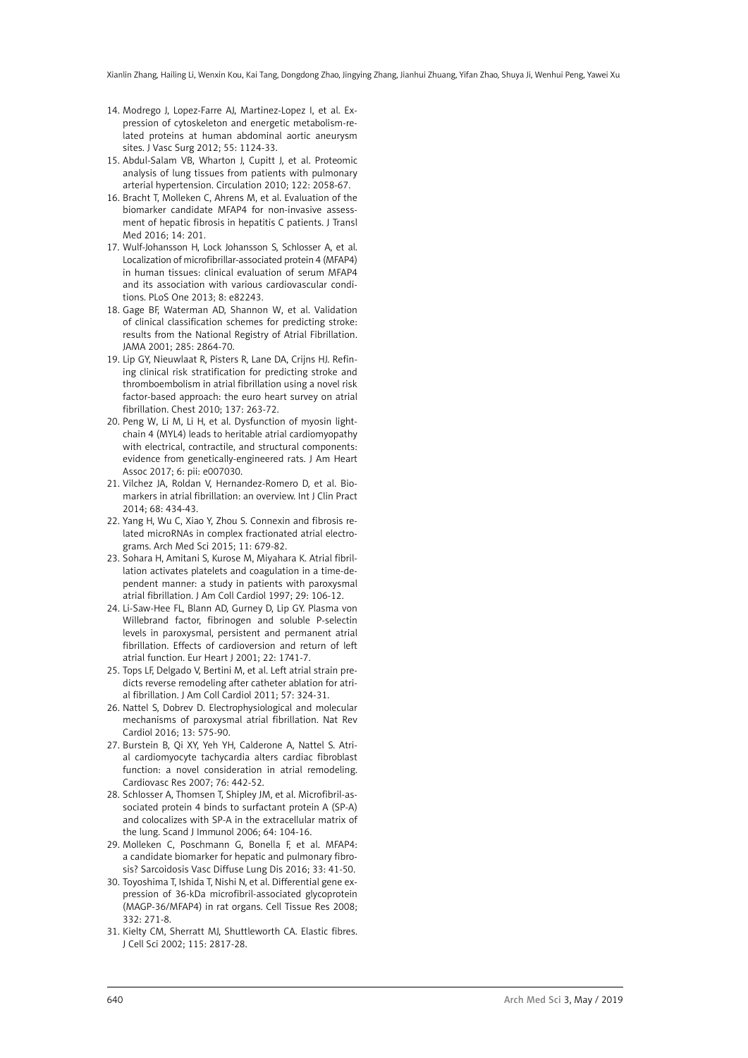14. Modrego J, Lopez-Farre AJ, Martinez-Lopez I, et al. Expression of cytoskeleton and energetic metabolism-related proteins at human abdominal aortic aneurysm sites. J Vasc Surg 2012; 55: 1124-33.
15. Abdul-Salam VB, Wharton J, Cupitt J, et al. Proteomic analysis of lung tissues from patients with pulmonary arterial hypertension. Circulation 2010; 122: 2058-67.
16. Bracht T, Molleken C, Ahrens M, et al. Evaluation of the biomarker candidate MFAP4 for non-invasive assessment of hepatic fibrosis in hepatitis C patients. J Transl Med 2016; 14: 201.
17. Wulf-Johansson H, Lock Johansson S, Schlosser A, et al. Localization of microfibrillar-associated protein 4 (MFAP4) in human tissues: clinical evaluation of serum MFAP4 and its association with various cardiovascular conditions. PLoS One 2013; 8: e82243.
18. Gage BF, Waterman AD, Shannon W, et al. Validation of clinical classification schemes for predicting stroke: results from the National Registry of Atrial Fibrillation. JAMA 2001; 285: 2864-70.
19. Lip GY, Nieuwlaat R, Pisters R, Lane DA, Crijns HJ. Refining clinical risk stratification for predicting stroke and thromboembolism in atrial fibrillation using a novel risk factor-based approach: the euro heart survey on atrial fibrillation. Chest 2010; 137: 263-72.
20. Peng W, Li M, Li H, et al. Dysfunction of myosin light-chain 4 (MYL4) leads to heritable atrial cardiomyopathy with electrical, contractile, and structural components: evidence from genetically-engineered rats. J Am Heart Assoc 2017; 6: pii: e007030.
21. Vilchez JA, Roldan V, Hernandez-Romero D, et al. Biomarkers in atrial fibrillation: an overview. Int J Clin Pract 2014; 68: 434-43.
22. Yang H, Wu C, Xiao Y, Zhou S. Connexin and fibrosis related microRNAs in complex fractionated atrial electrograms. Arch Med Sci 2015; 11: 679-82.
23. Sohara H, Amitani S, Kurose M, Miyahara K. Atrial fibrillation activates platelets and coagulation in a time-dependent manner: a study in patients with paroxysmal atrial fibrillation. J Am Coll Cardiol 1997; 29: 106-12.
24. Li-Saw-Hee FL, Blann AD, Gurney D, Lip GY. Plasma von Willebrand factor, fibrinogen and soluble P-selectin levels in paroxysmal, persistent and permanent atrial fibrillation. Effects of cardioversion and return of left atrial function. Eur Heart J 2001; 22: 1741-7.
25. Tops LF, Delgado V, Bertini M, et al. Left atrial strain predicts reverse remodeling after catheter ablation for atrial fibrillation. J Am Coll Cardiol 2011; 57: 324-31.
26. Nattel S, Dobrev D. Electrophysiological and molecular mechanisms of paroxysmal atrial fibrillation. Nat Rev Cardiol 2016; 13: 575-90.
27. Burstein B, Qi XY, Yeh YH, Calderone A, Nattel S. Atrial cardiomyocyte tachycardia alters cardiac fibroblast function: a novel consideration in atrial remodeling. Cardiovasc Res 2007; 76: 442-52.
28. Schlosser A, Thomsen T, Shipley JM, et al. Microfibril-associated protein 4 binds to surfactant protein A (SP-A) and colocalizes with SP-A in the extracellular matrix of the lung. Scand J Immunol 2006; 64: 104-16.
29. Molleken C, Poschmann G, Bonella F, et al. MFAP4: a candidate biomarker for hepatic and pulmonary fibrosis? Sarcoidosis Vasc Diffuse Lung Dis 2016; 33: 41-50.
30. Toyoshima T, Ishida T, Nishi N, et al. Differential gene expression of 36-kDa microfibril-associated glycoprotein (MAGP-36/MFAP4) in rat organs. Cell Tissue Res 2008; 332: 271-8.
31. Kielty CM, Sherratt MJ, Shuttleworth CA. Elastic fibres. J Cell Sci 2002; 115: 2817-28.